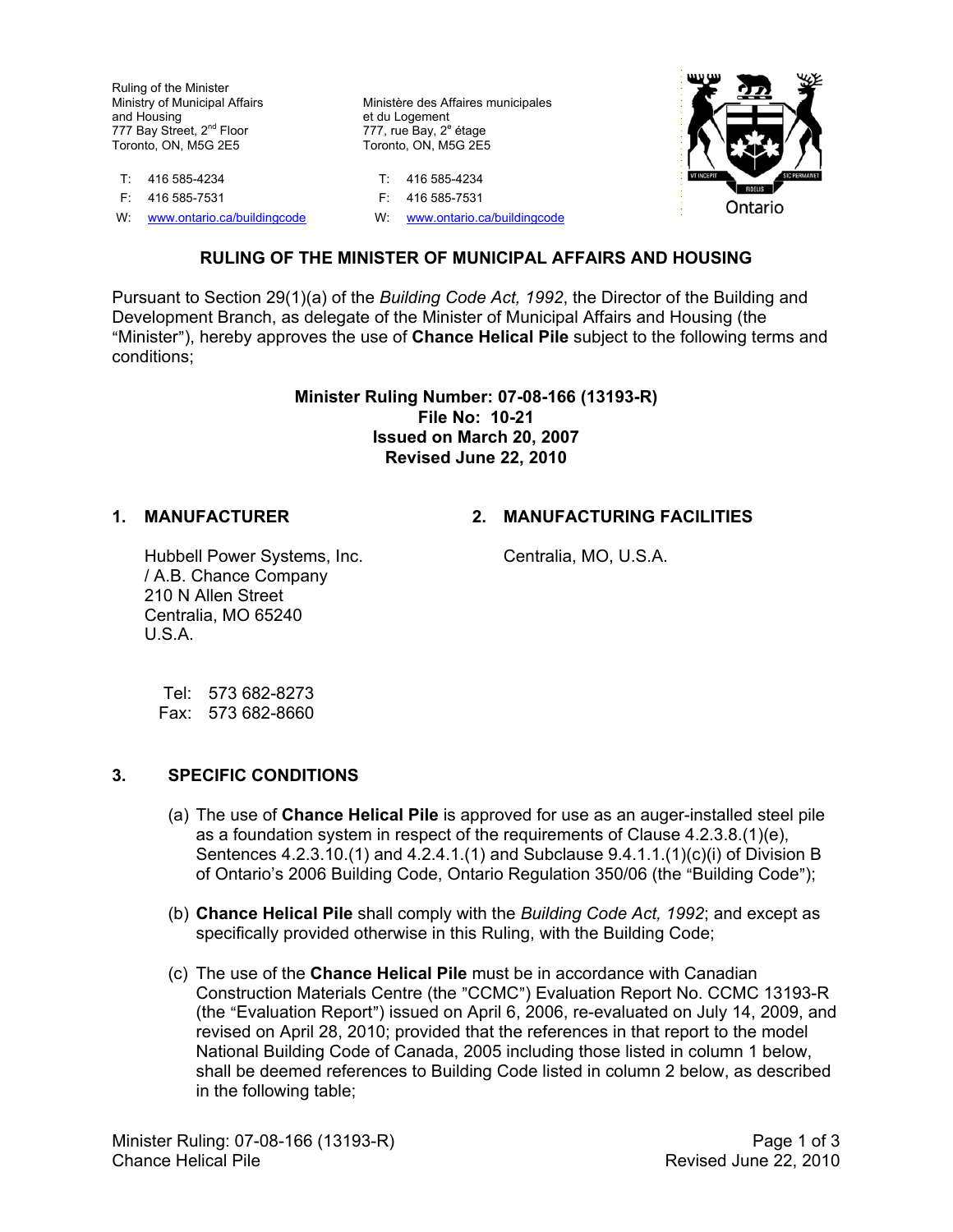Ruling of the Minister
Ministry of Municipal Affairs
and Housing
777 Bay Street, 2nd Floor
Toronto, ON, M5G 2E5

Ministère des Affaires municipales
et du Logement
777, rue Bay, 2e étage
Toronto, ON, M5G 2E5

T: 416 585-4234
F: 416 585-7531
W: www.ontario.ca/buildingcode

T: 416 585-4234
F: 416 585-7531
W: www.ontario.ca/buildingcode

## RULING OF THE MINISTER OF MUNICIPAL AFFAIRS AND HOUSING

Pursuant to Section 29(1)(a) of the *Building Code Act, 1992*, the Director of the Building and Development Branch, as delegate of the Minister of Municipal Affairs and Housing (the "Minister"), hereby approves the use of **Chance Helical Pile** subject to the following terms and conditions;

**Minister Ruling Number: 07-08-166 (13193-R)**
**File No: 10-21**
**Issued on March 20, 2007**
**Revised June 22, 2010**

### 1. MANUFACTURER

Hubbell Power Systems, Inc.
/ A.B. Chance Company
210 N Allen Street
Centralia, MO 65240
U.S.A.

Tel: 573 682-8273
Fax: 573 682-8660

### 2. MANUFACTURING FACILITIES

Centralia, MO, U.S.A.

### 3. SPECIFIC CONDITIONS

(a) The use of **Chance Helical Pile** is approved for use as an auger-installed steel pile as a foundation system in respect of the requirements of Clause 4.2.3.8.(1)(e), Sentences 4.2.3.10.(1) and 4.2.4.1.(1) and Subclause 9.4.1.1.(1)(c)(i) of Division B of Ontario's 2006 Building Code, Ontario Regulation 350/06 (the "Building Code");

(b) **Chance Helical Pile** shall comply with the *Building Code Act, 1992*; and except as specifically provided otherwise in this Ruling, with the Building Code;

(c) The use of the **Chance Helical Pile** must be in accordance with Canadian Construction Materials Centre (the "CCMC") Evaluation Report No. CCMC 13193-R (the "Evaluation Report") issued on April 6, 2006, re-evaluated on July 14, 2009, and revised on April 28, 2010; provided that the references in that report to the model National Building Code of Canada, 2005 including those listed in column 1 below, shall be deemed references to Building Code listed in column 2 below, as described in the following table;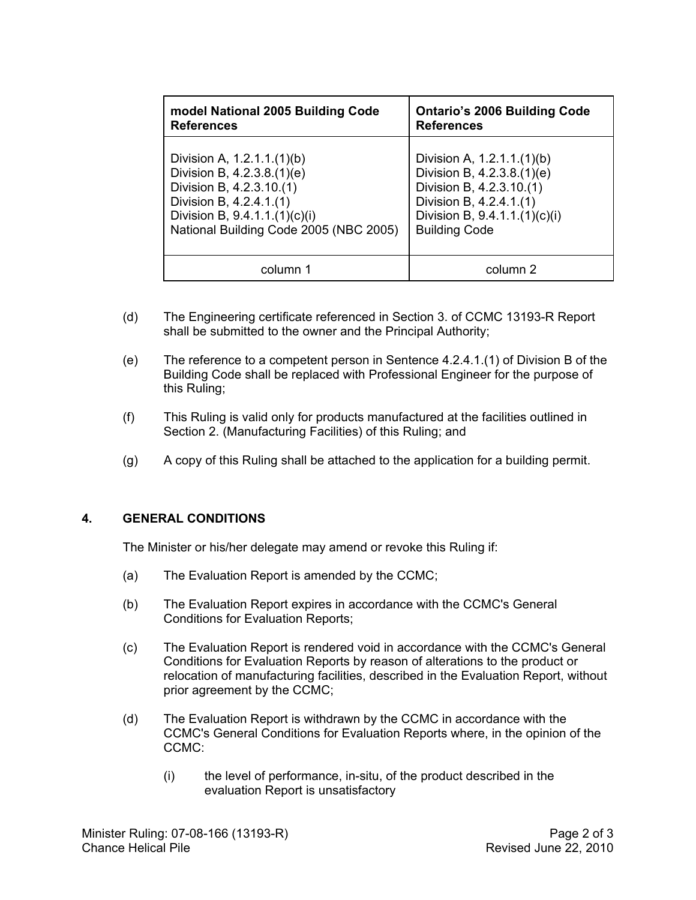| model National 2005 Building Code References | Ontario's 2006 Building Code References |
| --- | --- |
| Division A, 1.2.1.1.(1)(b)<br>Division B, 4.2.3.8.(1)(e)<br>Division B, 4.2.3.10.(1)<br>Division B, 4.2.4.1.(1)<br>Division B, 9.4.1.1.(1)(c)(i)<br>National Building Code 2005 (NBC 2005) | Division A, 1.2.1.1.(1)(b)<br>Division B, 4.2.3.8.(1)(e)<br>Division B, 4.2.3.10.(1)<br>Division B, 4.2.4.1.(1)<br>Division B, 9.4.1.1.(1)(c)(i)<br>Building Code |
| column 1 | column 2 |

(d) The Engineering certificate referenced in Section 3. of CCMC 13193-R Report shall be submitted to the owner and the Principal Authority;

(e) The reference to a competent person in Sentence 4.2.4.1.(1) of Division B of the Building Code shall be replaced with Professional Engineer for the purpose of this Ruling;

(f) This Ruling is valid only for products manufactured at the facilities outlined in Section 2. (Manufacturing Facilities) of this Ruling; and

(g) A copy of this Ruling shall be attached to the application for a building permit.

## 4. GENERAL CONDITIONS

The Minister or his/her delegate may amend or revoke this Ruling if:

(a) The Evaluation Report is amended by the CCMC;

(b) The Evaluation Report expires in accordance with the CCMC's General Conditions for Evaluation Reports;

(c) The Evaluation Report is rendered void in accordance with the CCMC's General Conditions for Evaluation Reports by reason of alterations to the product or relocation of manufacturing facilities, described in the Evaluation Report, without prior agreement by the CCMC;

(d) The Evaluation Report is withdrawn by the CCMC in accordance with the CCMC's General Conditions for Evaluation Reports where, in the opinion of the CCMC:

  (i) the level of performance, in-situ, of the product described in the evaluation Report is unsatisfactory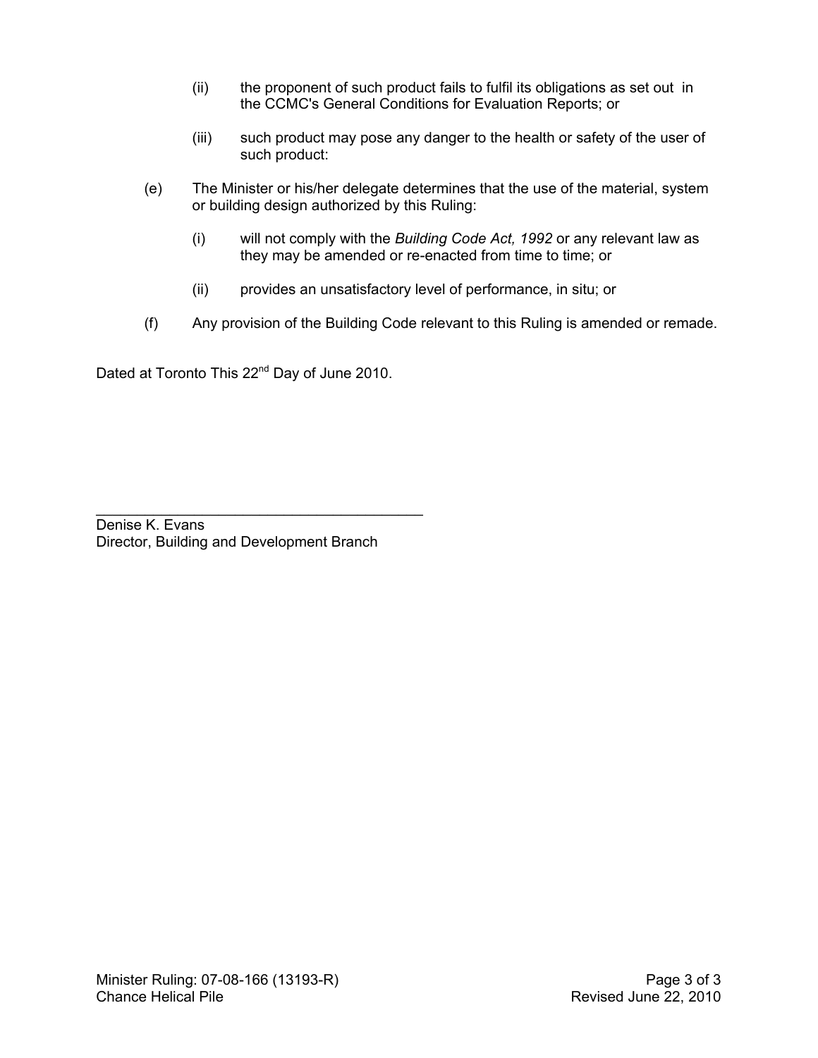(ii) the proponent of such product fails to fulfil its obligations as set out in the CCMC's General Conditions for Evaluation Reports; or

(iii) such product may pose any danger to the health or safety of the user of such product:

(e) The Minister or his/her delegate determines that the use of the material, system or building design authorized by this Ruling:

(i) will not comply with the *Building Code Act, 1992* or any relevant law as they may be amended or re-enacted from time to time; or

(ii) provides an unsatisfactory level of performance, in situ; or

(f) Any provision of the Building Code relevant to this Ruling is amended or remade.

Dated at Toronto This 22nd Day of June 2010.

\_\_\_\_\_\_\_\_\_\_\_\_\_\_\_\_\_\_\_\_\_\_\_\_\_\_\_\_\_\_\_\_\_\_\_\_\_\_\_\_

Denise K. Evans
Director, Building and Development Branch